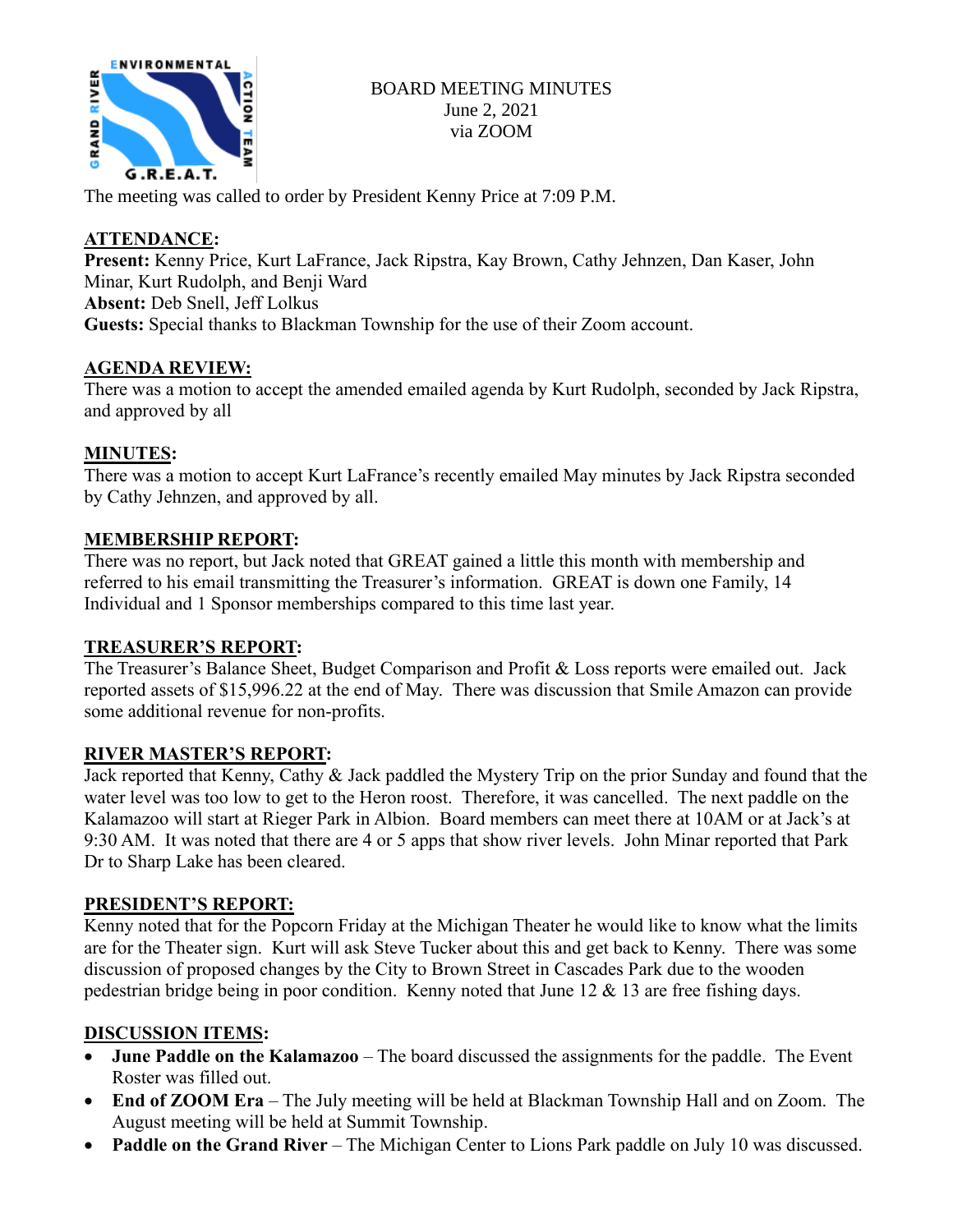BOARD MEETING MINUTES
June 2, 2021
via ZOOM

The meeting was called to order by President Kenny Price at 7:09 P.M.

**ATTENDANCE:**
**Present:** Kenny Price, Kurt LaFrance, Jack Ripstra, Kay Brown, Cathy Jehnzen, Dan Kaser, John Minar, Kurt Rudolph, and Benji Ward
**Absent:** Deb Snell, Jeff Lolkus
**Guests:** Special thanks to Blackman Township for the use of their Zoom account.

**AGENDA REVIEW:**
There was a motion to accept the amended emailed agenda by Kurt Rudolph, seconded by Jack Ripstra, and approved by all

**MINUTES:**
There was a motion to accept Kurt LaFrance's recently emailed May minutes by Jack Ripstra seconded by Cathy Jehnzen, and approved by all.

**MEMBERSHIP REPORT:**
There was no report, but Jack noted that GREAT gained a little this month with membership and referred to his email transmitting the Treasurer's information. GREAT is down one Family, 14 Individual and 1 Sponsor memberships compared to this time last year.

**TREASURER'S REPORT:**
The Treasurer's Balance Sheet, Budget Comparison and Profit & Loss reports were emailed out. Jack reported assets of $15,996.22 at the end of May. There was discussion that Smile Amazon can provide some additional revenue for non-profits.

**RIVER MASTER'S REPORT:**
Jack reported that Kenny, Cathy & Jack paddled the Mystery Trip on the prior Sunday and found that the water level was too low to get to the Heron roost. Therefore, it was cancelled. The next paddle on the Kalamazoo will start at Rieger Park in Albion. Board members can meet there at 10AM or at Jack's at 9:30 AM. It was noted that there are 4 or 5 apps that show river levels. John Minar reported that Park Dr to Sharp Lake has been cleared.

**PRESIDENT'S REPORT:**
Kenny noted that for the Popcorn Friday at the Michigan Theater he would like to know what the limits are for the Theater sign. Kurt will ask Steve Tucker about this and get back to Kenny. There was some discussion of proposed changes by the City to Brown Street in Cascades Park due to the wooden pedestrian bridge being in poor condition. Kenny noted that June 12 & 13 are free fishing days.

**DISCUSSION ITEMS:**

- **June Paddle on the Kalamazoo** – The board discussed the assignments for the paddle. The Event Roster was filled out.
- **End of ZOOM Era** – The July meeting will be held at Blackman Township Hall and on Zoom. The August meeting will be held at Summit Township.
- **Paddle on the Grand River** – The Michigan Center to Lions Park paddle on July 10 was discussed.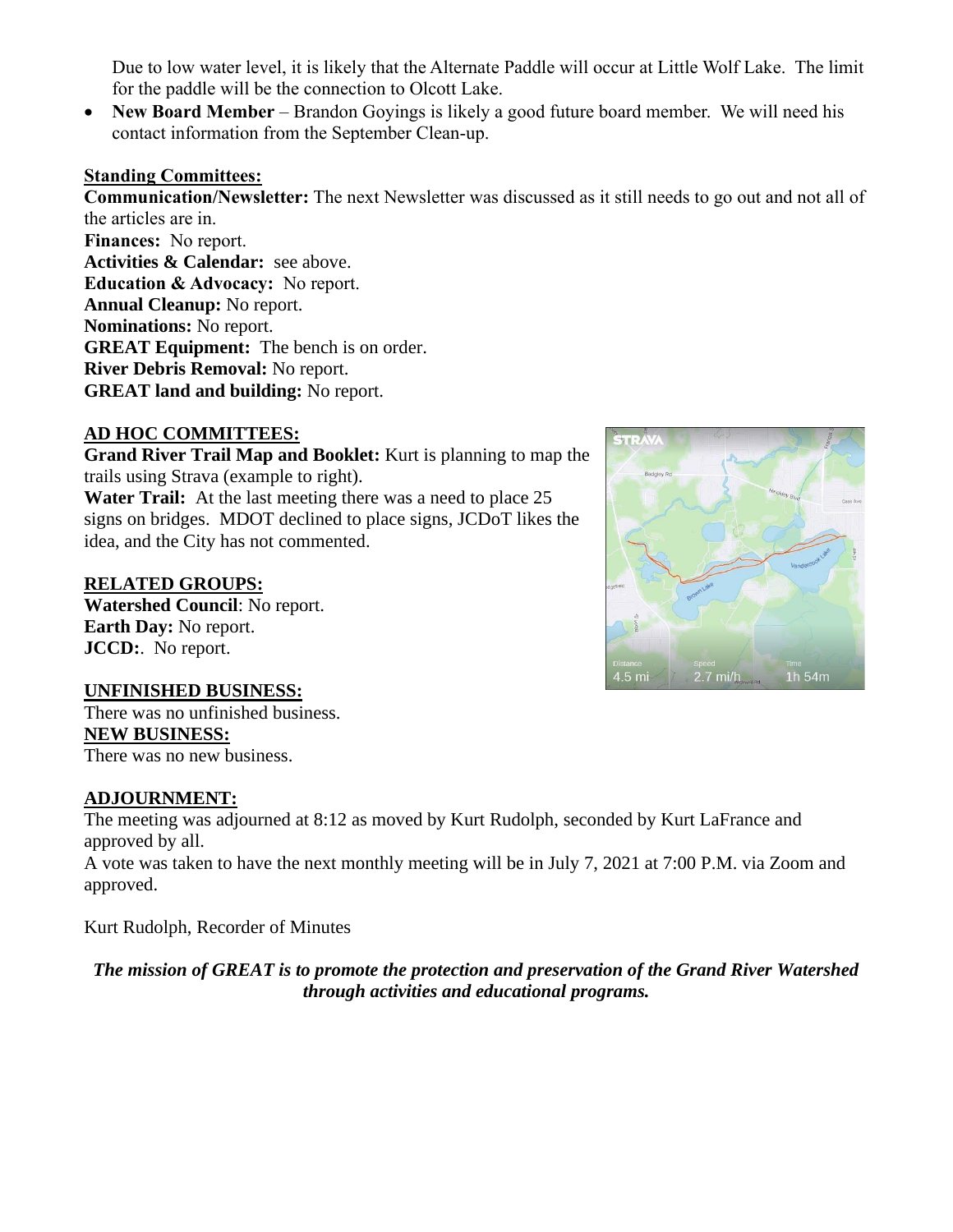Due to low water level, it is likely that the Alternate Paddle will occur at Little Wolf Lake. The limit for the paddle will be the connection to Olcott Lake.

- **New Board Member** – Brandon Goyings is likely a good future board member. We will need his contact information from the September Clean-up.

## Standing Committees:

**Communication/Newsletter:** The next Newsletter was discussed as it still needs to go out and not all of the articles are in.
**Finances:** No report.
**Activities & Calendar:** see above.
**Education & Advocacy:** No report.
**Annual Cleanup:** No report.
**Nominations:** No report.
**GREAT Equipment:** The bench is on order.
**River Debris Removal:** No report.
**GREAT land and building:** No report.

## AD HOC COMMITTEES:

**Grand River Trail Map and Booklet:** Kurt is planning to map the trails using Strava (example to right).
**Water Trail:** At the last meeting there was a need to place 25 signs on bridges. MDOT declined to place signs, JCDoT likes the idea, and the City has not commented.

STRAVA
Distance 4.5 mi
Speed 2.7 mi/h
Time 1h 54m

## RELATED GROUPS:

**Watershed Council**: No report.
**Earth Day:** No report.
**JCCD:**. No report.

## UNFINISHED BUSINESS:

There was no unfinished business.

## NEW BUSINESS:

There was no new business.

## ADJOURNMENT:

The meeting was adjourned at 8:12 as moved by Kurt Rudolph, seconded by Kurt LaFrance and approved by all.
A vote was taken to have the next monthly meeting will be in July 7, 2021 at 7:00 P.M. via Zoom and approved.

Kurt Rudolph, Recorder of Minutes

***The mission of GREAT is to promote the protection and preservation of the Grand River Watershed through activities and educational programs.***